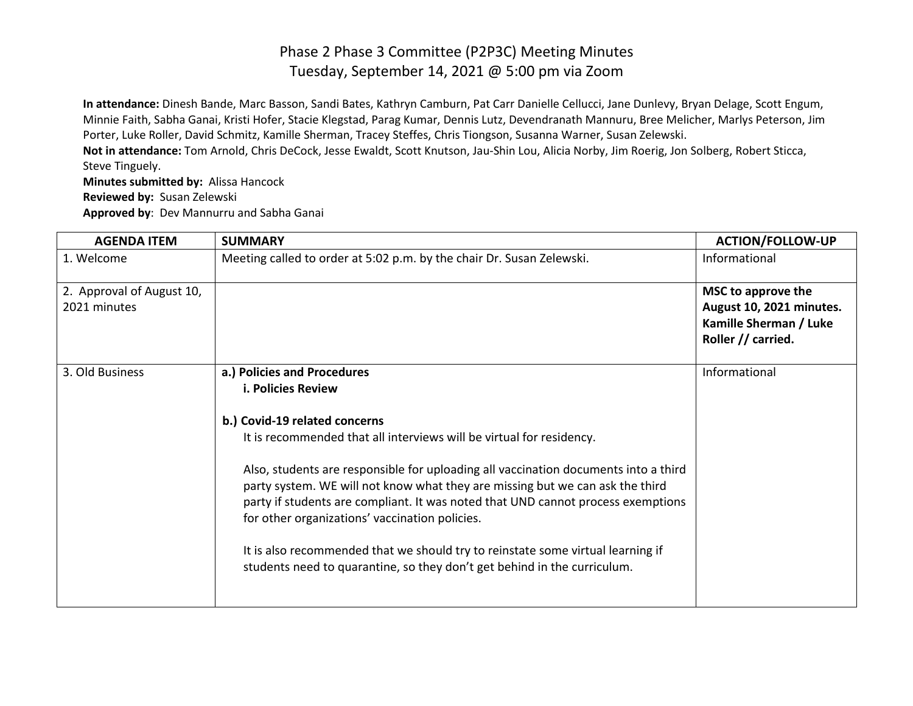# Phase 2 Phase 3 Committee (P2P3C) Meeting Minutes
## Tuesday, September 14, 2021 @ 5:00 pm via Zoom

**In attendance:** Dinesh Bande, Marc Basson, Sandi Bates, Kathryn Camburn, Pat Carr Danielle Cellucci, Jane Dunlevy, Bryan Delage, Scott Engum, Minnie Faith, Sabha Ganai, Kristi Hofer, Stacie Klegstad, Parag Kumar, Dennis Lutz, Devendranath Mannuru, Bree Melicher, Marlys Peterson, Jim Porter, Luke Roller, David Schmitz, Kamille Sherman, Tracey Steffes, Chris Tiongson, Susanna Warner, Susan Zelewski.
**Not in attendance:** Tom Arnold, Chris DeCock, Jesse Ewaldt, Scott Knutson, Jau-Shin Lou, Alicia Norby, Jim Roerig, Jon Solberg, Robert Sticca, Steve Tinguely.
**Minutes submitted by:** Alissa Hancock
**Reviewed by:** Susan Zelewski
**Approved by**: Dev Mannurru and Sabha Ganai

| AGENDA ITEM | SUMMARY | ACTION/FOLLOW-UP |
|---|---|---|
| 1. Welcome | Meeting called to order at 5:02 p.m. by the chair Dr. Susan Zelewski. | Informational |
| 2. Approval of August 10, 2021 minutes | | **MSC to approve the August 10, 2021 minutes. Kamille Sherman / Luke Roller // carried.** |
| 3. Old Business | **a.) Policies and Procedures**<br>**i. Policies Review**<br><br>**b.) Covid-19 related concerns**<br>It is recommended that all interviews will be virtual for residency.<br><br>Also, students are responsible for uploading all vaccination documents into a third party system. WE will not know what they are missing but we can ask the third party if students are compliant. It was noted that UND cannot process exemptions for other organizations' vaccination policies.<br><br>It is also recommended that we should try to reinstate some virtual learning if students need to quarantine, so they don't get behind in the curriculum. | Informational |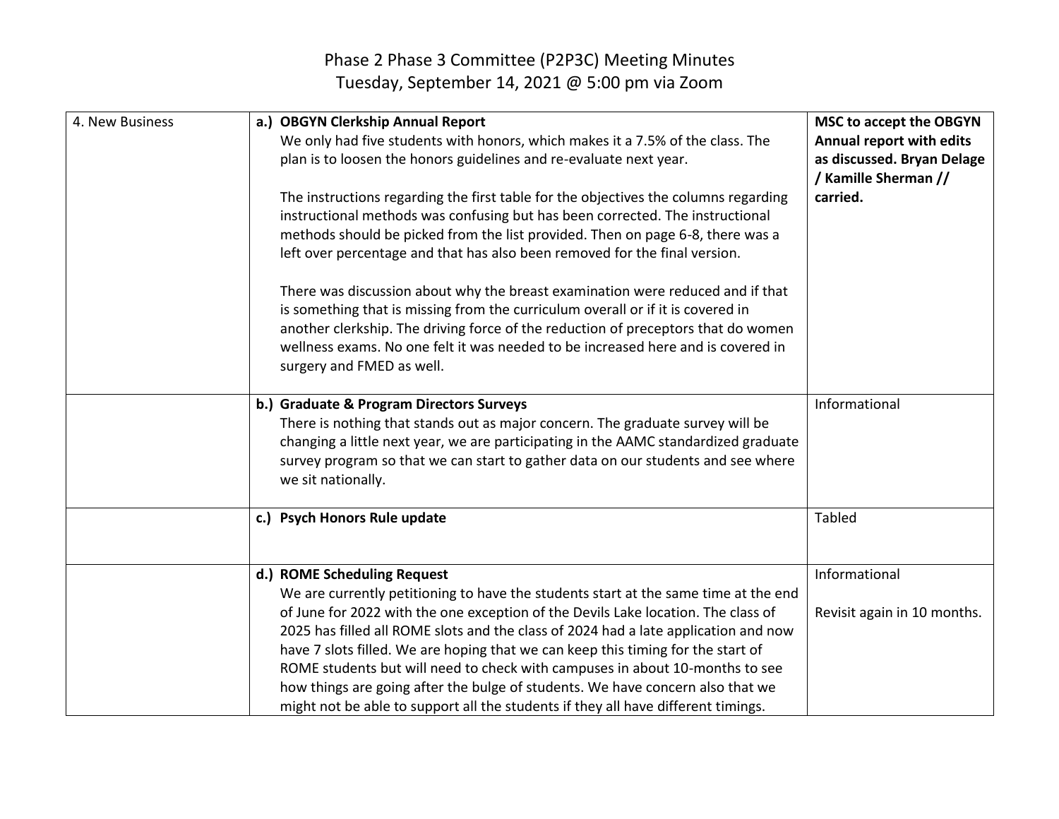# Phase 2 Phase 3 Committee (P2P3C) Meeting Minutes
Tuesday, September 14, 2021 @ 5:00 pm via Zoom

| | | |
|---|---|---|
| 4. New Business | **a.) OBGYN Clerkship Annual Report**<br>We only had five students with honors, which makes it a 7.5% of the class. The plan is to loosen the honors guidelines and re-evaluate next year.<br><br>The instructions regarding the first table for the objectives the columns regarding instructional methods was confusing but has been corrected. The instructional methods should be picked from the list provided. Then on page 6-8, there was a left over percentage and that has also been removed for the final version.<br><br>There was discussion about why the breast examination were reduced and if that is something that is missing from the curriculum overall or if it is covered in another clerkship. The driving force of the reduction of preceptors that do women wellness exams. No one felt it was needed to be increased here and is covered in surgery and FMED as well. | **MSC to accept the OBGYN Annual report with edits as discussed. Bryan Delage / Kamille Sherman // carried.** |
| | **b.) Graduate & Program Directors Surveys**<br>There is nothing that stands out as major concern. The graduate survey will be changing a little next year, we are participating in the AAMC standardized graduate survey program so that we can start to gather data on our students and see where we sit nationally. | Informational |
| | **c.) Psych Honors Rule update** | Tabled |
| | **d.) ROME Scheduling Request**<br>We are currently petitioning to have the students start at the same time at the end of June for 2022 with the one exception of the Devils Lake location. The class of 2025 has filled all ROME slots and the class of 2024 had a late application and now have 7 slots filled. We are hoping that we can keep this timing for the start of ROME students but will need to check with campuses in about 10-months to see how things are going after the bulge of students. We have concern also that we might not be able to support all the students if they all have different timings. | Informational<br><br>Revisit again in 10 months. |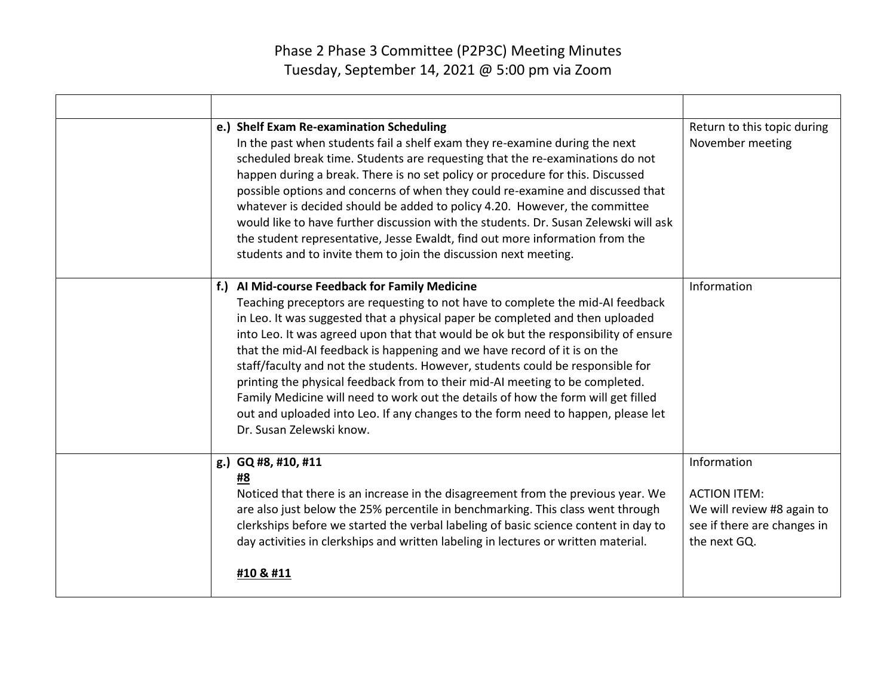# Phase 2 Phase 3 Committee (P2P3C) Meeting Minutes
Tuesday, September 14, 2021 @ 5:00 pm via Zoom

| | | |
|---|---|---|
| | **e.) Shelf Exam Re-examination Scheduling**<br>In the past when students fail a shelf exam they re-examine during the next scheduled break time. Students are requesting that the re-examinations do not happen during a break. There is no set policy or procedure for this. Discussed possible options and concerns of when they could re-examine and discussed that whatever is decided should be added to policy 4.20. However, the committee would like to have further discussion with the students. Dr. Susan Zelewski will ask the student representative, Jesse Ewaldt, find out more information from the students and to invite them to join the discussion next meeting. | Return to this topic during November meeting |
| | **f.) AI Mid-course Feedback for Family Medicine**<br>Teaching preceptors are requesting to not have to complete the mid-AI feedback in Leo. It was suggested that a physical paper be completed and then uploaded into Leo. It was agreed upon that that would be ok but the responsibility of ensure that the mid-AI feedback is happening and we have record of it is on the staff/faculty and not the students. However, students could be responsible for printing the physical feedback from to their mid-AI meeting to be completed. Family Medicine will need to work out the details of how the form will get filled out and uploaded into Leo. If any changes to the form need to happen, please let Dr. Susan Zelewski know. | Information |
| | **g.) GQ #8, #10, #11**<br>**<u>#8</u>**<br>Noticed that there is an increase in the disagreement from the previous year. We are also just below the 25% percentile in benchmarking. This class went through clerkships before we started the verbal labeling of basic science content in day to day activities in clerkships and written labeling in lectures or written material.<br><br>**<u>#10 & #11</u>** | Information<br><br>ACTION ITEM:<br>We will review #8 again to see if there are changes in the next GQ. |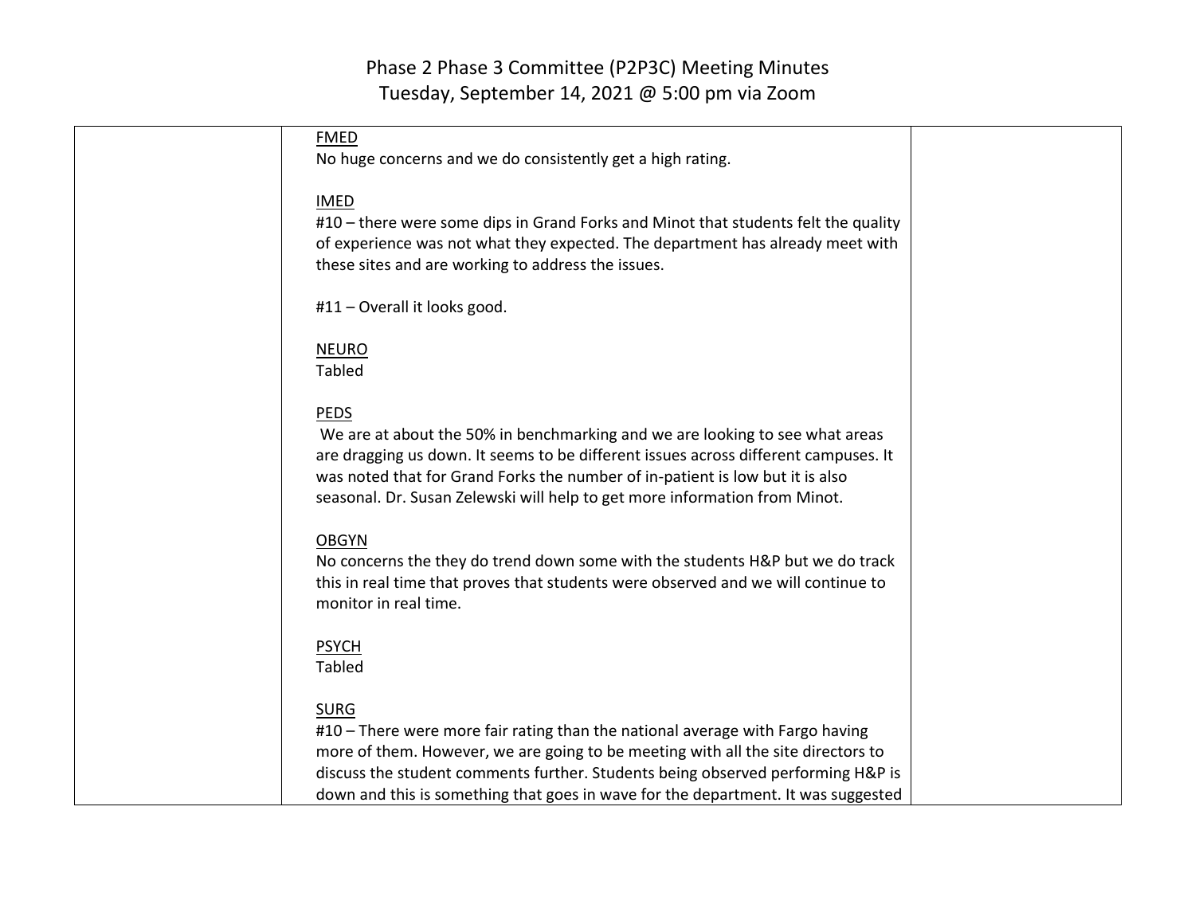# Phase 2 Phase 3 Committee (P2P3C) Meeting Minutes
Tuesday, September 14, 2021 @ 5:00 pm via Zoom

| | | |
|---|---|---|
| | FMED<br>No huge concerns and we do consistently get a high rating.<br><br>IMED<br>#10 – there were some dips in Grand Forks and Minot that students felt the quality of experience was not what they expected. The department has already meet with these sites and are working to address the issues.<br><br>#11 – Overall it looks good.<br><br>NEURO<br>Tabled<br><br>PEDS<br>We are at about the 50% in benchmarking and we are looking to see what areas are dragging us down. It seems to be different issues across different campuses. It was noted that for Grand Forks the number of in-patient is low but it is also seasonal. Dr. Susan Zelewski will help to get more information from Minot.<br><br>OBGYN<br>No concerns the they do trend down some with the students H&P but we do track this in real time that proves that students were observed and we will continue to monitor in real time.<br><br>PSYCH<br>Tabled<br><br>SURG<br>#10 – There were more fair rating than the national average with Fargo having more of them. However, we are going to be meeting with all the site directors to discuss the student comments further. Students being observed performing H&P is down and this is something that goes in wave for the department. It was suggested | |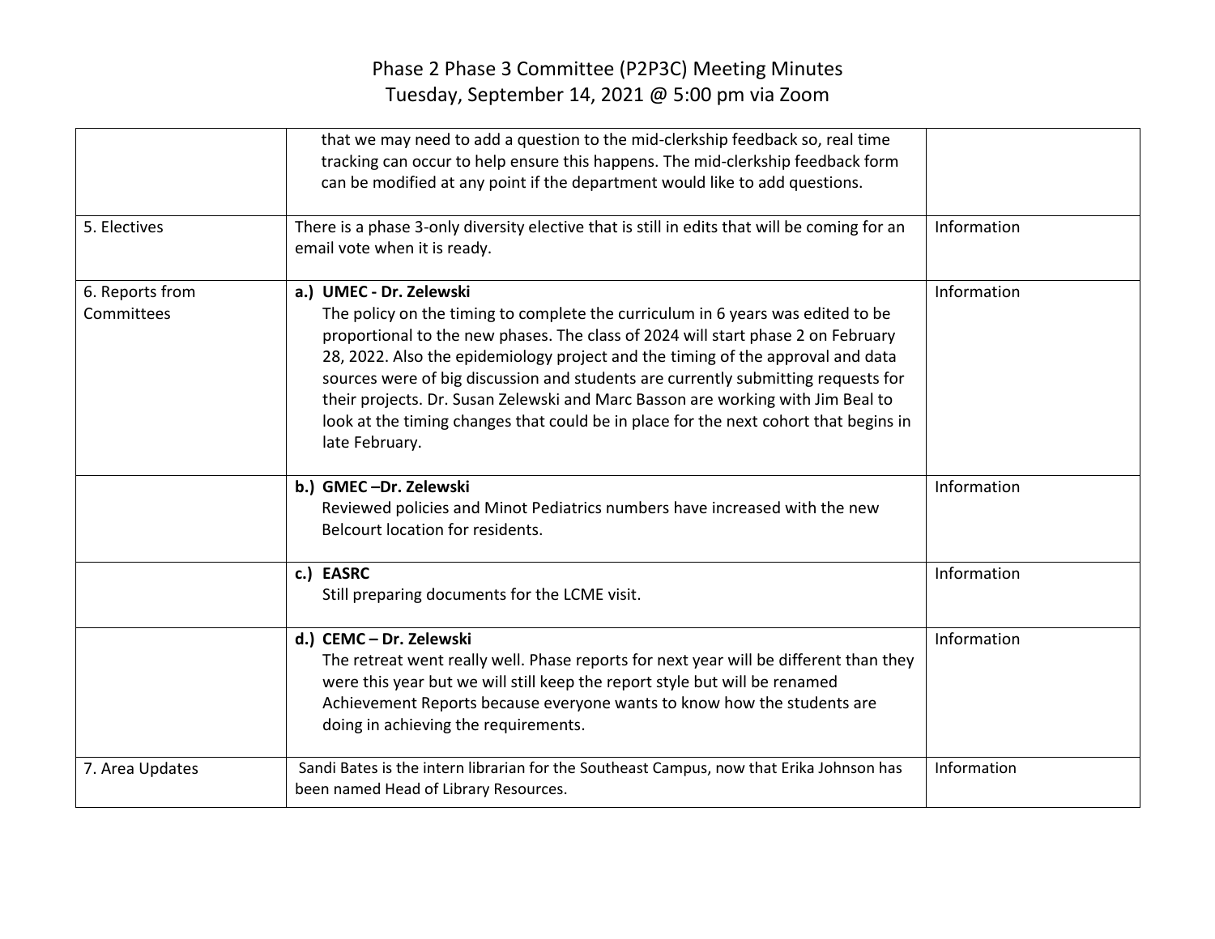# Phase 2 Phase 3 Committee (P2P3C) Meeting Minutes
Tuesday, September 14, 2021 @ 5:00 pm via Zoom

| | | |
|---|---|---|
| | that we may need to add a question to the mid-clerkship feedback so, real time tracking can occur to help ensure this happens. The mid-clerkship feedback form can be modified at any point if the department would like to add questions. | |
| 5. Electives | There is a phase 3-only diversity elective that is still in edits that will be coming for an email vote when it is ready. | Information |
| 6. Reports from Committees | **a.) UMEC - Dr. Zelewski** The policy on the timing to complete the curriculum in 6 years was edited to be proportional to the new phases. The class of 2024 will start phase 2 on February 28, 2022. Also the epidemiology project and the timing of the approval and data sources were of big discussion and students are currently submitting requests for their projects. Dr. Susan Zelewski and Marc Basson are working with Jim Beal to look at the timing changes that could be in place for the next cohort that begins in late February. | Information |
| | **b.) GMEC –Dr. Zelewski** Reviewed policies and Minot Pediatrics numbers have increased with the new Belcourt location for residents. | Information |
| | **c.) EASRC** Still preparing documents for the LCME visit. | Information |
| | **d.) CEMC – Dr. Zelewski** The retreat went really well. Phase reports for next year will be different than they were this year but we will still keep the report style but will be renamed Achievement Reports because everyone wants to know how the students are doing in achieving the requirements. | Information |
| 7. Area Updates | Sandi Bates is the intern librarian for the Southeast Campus, now that Erika Johnson has been named Head of Library Resources. | Information |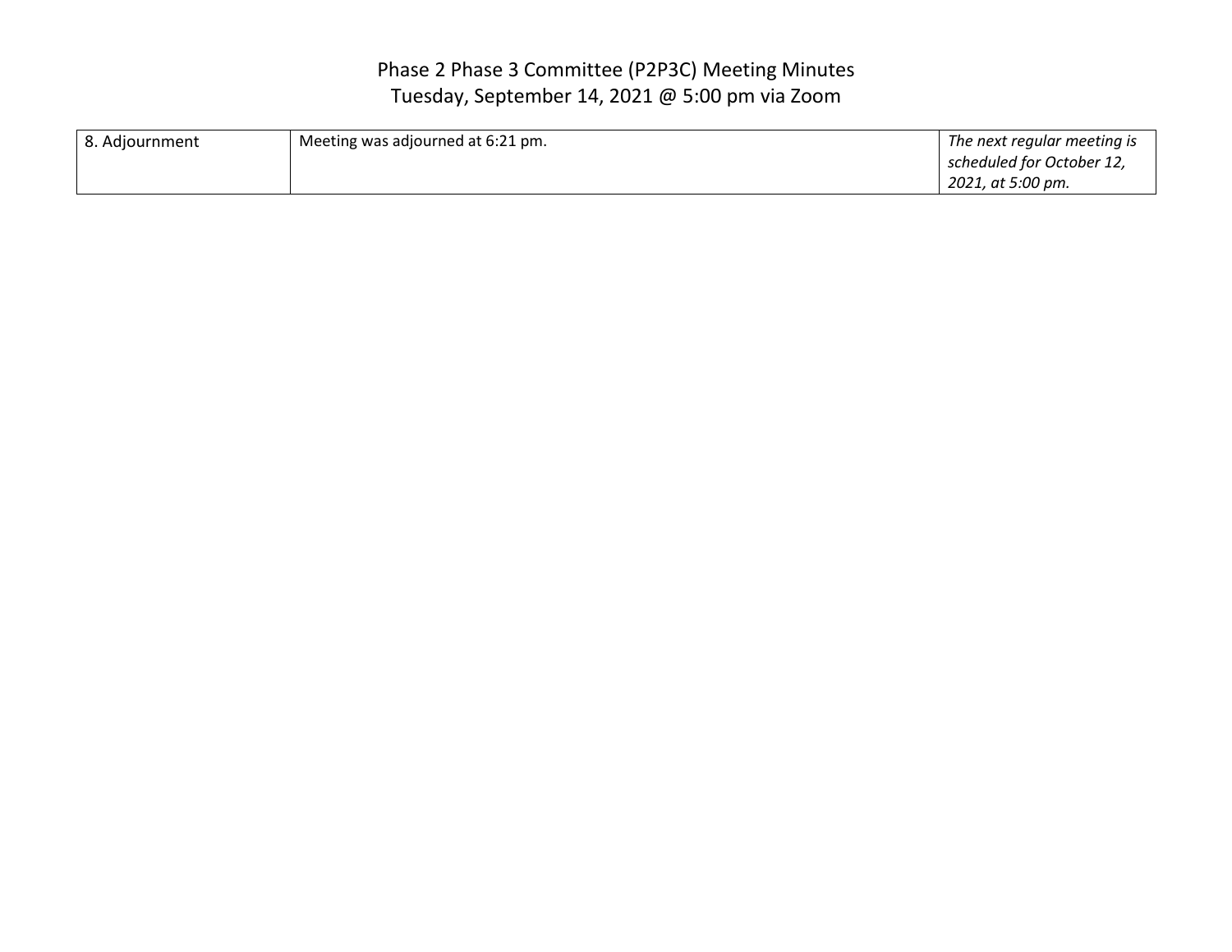| | | |
|---|---|---|
| 8. Adjournment | Meeting was adjourned at 6:21 pm. | *The next regular meeting is scheduled for October 12, 2021, at 5:00 pm.* |